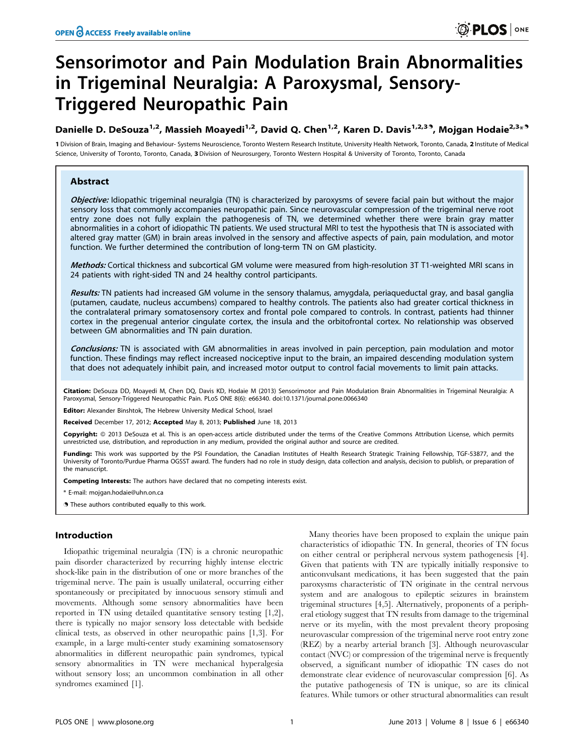# Sensorimotor and Pain Modulation Brain Abnormalities in Trigeminal Neuralgia: A Paroxysmal, Sensory-Triggered Neuropathic Pain

**Danielle D. DeSouza[1,2], Massieh Moayedi[1,2], David Q. Chen[1,2], Karen D. Davis[1,2,3], Mojgan Hodaie[2,3]***

1 Division of Brain, Imaging and Behaviour- Systems Neuroscience, Toronto Western Research Institute, University Health Network, Toronto, Canada, 2 Institute of Medical Science, University of Toronto, Toronto, Canada, 3 Division of Neurosurgery, Toronto Western Hospital & University of Toronto, Toronto, Canada

## Abstract

***Objective:*** Idiopathic trigeminal neuralgia (TN) is characterized by paroxysms of severe facial pain but without the major sensory loss that commonly accompanies neuropathic pain. Since neurovascular compression of the trigeminal nerve root entry zone does not fully explain the pathogenesis of TN, we determined whether there were brain gray matter abnormalities in a cohort of idiopathic TN patients. We used structural MRI to test the hypothesis that TN is associated with altered gray matter (GM) in brain areas involved in the sensory and affective aspects of pain, pain modulation, and motor function. We further determined the contribution of long-term TN on GM plasticity.

***Methods:*** Cortical thickness and subcortical GM volume were measured from high-resolution 3T T1-weighted MRI scans in 24 patients with right-sided TN and 24 healthy control participants.

***Results:*** TN patients had increased GM volume in the sensory thalamus, amygdala, periaqueductal gray, and basal ganglia (putamen, caudate, nucleus accumbens) compared to healthy controls. The patients also had greater cortical thickness in the contralateral primary somatosensory cortex and frontal pole compared to controls. In contrast, patients had thinner cortex in the pregenual anterior cingulate cortex, the insula and the orbitofrontal cortex. No relationship was observed between GM abnormalities and TN pain duration.

***Conclusions:*** TN is associated with GM abnormalities in areas involved in pain perception, pain modulation and motor function. These findings may reflect increased nociceptive input to the brain, an impaired descending modulation system that does not adequately inhibit pain, and increased motor output to control facial movements to limit pain attacks.

**Citation:** DeSouza DD, Moayedi M, Chen DQ, Davis KD, Hodaie M (2013) Sensorimotor and Pain Modulation Brain Abnormalities in Trigeminal Neuralgia: A Paroxysmal, Sensory-Triggered Neuropathic Pain. PLoS ONE 8(6): e66340. doi:10.1371/journal.pone.0066340

**Editor:** Alexander Binshtok, The Hebrew University Medical School, Israel

**Received** December 17, 2012; **Accepted** May 8, 2013; **Published** June 18, 2013

**Copyright:** © 2013 DeSouza et al. This is an open-access article distributed under the terms of the Creative Commons Attribution License, which permits unrestricted use, distribution, and reproduction in any medium, provided the original author and source are credited.

**Funding:** This work was supported by the PSI Foundation, the Canadian Institutes of Health Research Strategic Training Fellowship, TGF-53877, and the University of Toronto/Purdue Pharma OGSST award. The funders had no role in study design, data collection and analysis, decision to publish, or preparation of the manuscript.

**Competing Interests:** The authors have declared that no competing interests exist.

\* E-mail: mojgan.hodaie@uhn.on.ca

These authors contributed equally to this work.

## Introduction

Idiopathic trigeminal neuralgia (TN) is a chronic neuropathic pain disorder characterized by recurring highly intense electric shock-like pain in the distribution of one or more branches of the trigeminal nerve. The pain is usually unilateral, occurring either spontaneously or precipitated by innocuous sensory stimuli and movements. Although some sensory abnormalities have been reported in TN using detailed quantitative sensory testing [1,2], there is typically no major sensory loss detectable with bedside clinical tests, as observed in other neuropathic pains [1,3]. For example, in a large multi-center study examining somatosensory abnormalities in different neuropathic pain syndromes, typical sensory abnormalities in TN were mechanical hyperalgesia without sensory loss; an uncommon combination in all other syndromes examined [1].

Many theories have been proposed to explain the unique pain characteristics of idiopathic TN. In general, theories of TN focus on either central or peripheral nervous system pathogenesis [4]. Given that patients with TN are typically initially responsive to anticonvulsant medications, it has been suggested that the pain paroxysms characteristic of TN originate in the central nervous system and are analogous to epileptic seizures in brainstem trigeminal structures [4,5]. Alternatively, proponents of a peripheral etiology suggest that TN results from damage to the trigeminal nerve or its myelin, with the most prevalent theory proposing neurovascular compression of the trigeminal nerve root entry zone (REZ) by a nearby arterial branch [3]. Although neurovascular contact (NVC) or compression of the trigeminal nerve is frequently observed, a significant number of idiopathic TN cases do not demonstrate clear evidence of neurovascular compression [6]. As the putative pathogenesis of TN is unique, so are its clinical features. While tumors or other structural abnormalities can result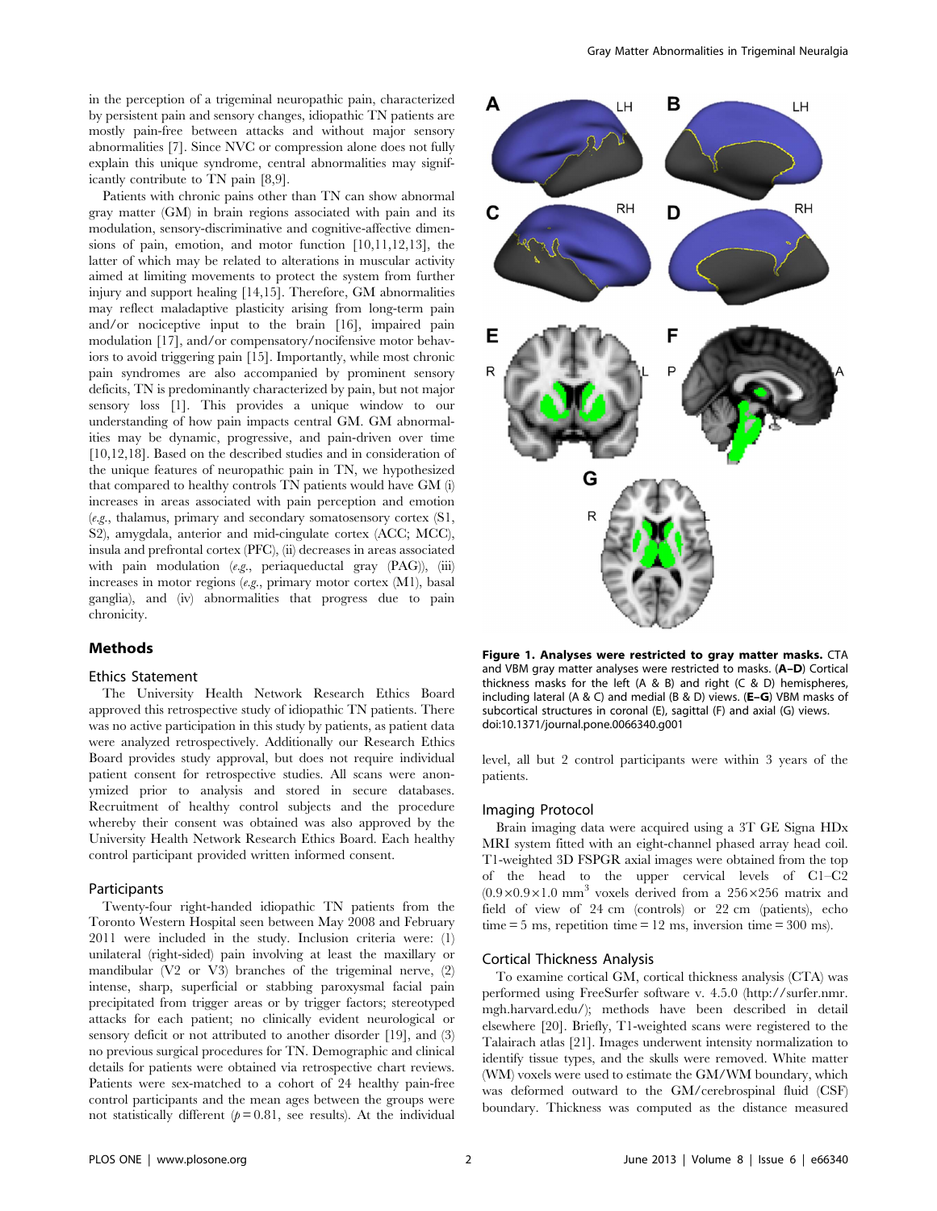in the perception of a trigeminal neuropathic pain, characterized by persistent pain and sensory changes, idiopathic TN patients are mostly pain-free between attacks and without major sensory abnormalities [7]. Since NVC or compression alone does not fully explain this unique syndrome, central abnormalities may significantly contribute to TN pain [8,9].

Patients with chronic pains other than TN can show abnormal gray matter (GM) in brain regions associated with pain and its modulation, sensory-discriminative and cognitive-affective dimensions of pain, emotion, and motor function [10,11,12,13], the latter of which may be related to alterations in muscular activity aimed at limiting movements to protect the system from further injury and support healing [14,15]. Therefore, GM abnormalities may reflect maladaptive plasticity arising from long-term pain and/or nociceptive input to the brain [16], impaired pain modulation [17], and/or compensatory/nocifensive motor behaviors to avoid triggering pain [15]. Importantly, while most chronic pain syndromes are also accompanied by prominent sensory deficits, TN is predominantly characterized by pain, but not major sensory loss [1]. This provides a unique window to our understanding of how pain impacts central GM. GM abnormalities may be dynamic, progressive, and pain-driven over time [10,12,18]. Based on the described studies and in consideration of the unique features of neuropathic pain in TN, we hypothesized that compared to healthy controls TN patients would have GM (i) increases in areas associated with pain perception and emotion (*e.g.*, thalamus, primary and secondary somatosensory cortex (S1, S2), amygdala, anterior and mid-cingulate cortex (ACC; MCC), insula and prefrontal cortex (PFC), (ii) decreases in areas associated with pain modulation (*e.g.*, periaqueductal gray (PAG)), (iii) increases in motor regions (*e.g.*, primary motor cortex (M1), basal ganglia), and (iv) abnormalities that progress due to pain chronicity.

**Figure 1. Analyses were restricted to gray matter masks.** CTA and VBM gray matter analyses were restricted to masks. (**A–D**) Cortical thickness masks for the left (A & B) and right (C & D) hemispheres, including lateral (A & C) and medial (B & D) views. (**E–G**) VBM masks of subcortical structures in coronal (E), sagittal (F) and axial (G) views. doi:10.1371/journal.pone.0066340.g001

## Methods

### Ethics Statement

The University Health Network Research Ethics Board approved this retrospective study of idiopathic TN patients. There was no active participation in this study by patients, as patient data were analyzed retrospectively. Additionally our Research Ethics Board provides study approval, but does not require individual patient consent for retrospective studies. All scans were anonymized prior to analysis and stored in secure databases. Recruitment of healthy control subjects and the procedure whereby their consent was obtained was also approved by the University Health Network Research Ethics Board. Each healthy control participant provided written informed consent.

### Participants

Twenty-four right-handed idiopathic TN patients from the Toronto Western Hospital seen between May 2008 and February 2011 were included in the study. Inclusion criteria were: (1) unilateral (right-sided) pain involving at least the maxillary or mandibular (V2 or V3) branches of the trigeminal nerve, (2) intense, sharp, superficial or stabbing paroxysmal facial pain precipitated from trigger areas or by trigger factors; stereotyped attacks for each patient; no clinically evident neurological or sensory deficit or not attributed to another disorder [19], and (3) no previous surgical procedures for TN. Demographic and clinical details for patients were obtained via retrospective chart reviews. Patients were sex-matched to a cohort of 24 healthy pain-free control participants and the mean ages between the groups were not statistically different ($p = 0.81$, see results). At the individual level, all but 2 control participants were within 3 years of the patients.

### Imaging Protocol

Brain imaging data were acquired using a 3T GE Signa HDx MRI system fitted with an eight-channel phased array head coil. T1-weighted 3D FSPGR axial images were obtained from the top of the head to the upper cervical levels of C1–C2 ($0.9 \times 0.9 \times 1.0$ mm$^3$ voxels derived from a $256 \times 256$ matrix and field of view of 24 cm (controls) or 22 cm (patients), echo time = 5 ms, repetition time = 12 ms, inversion time = 300 ms).

### Cortical Thickness Analysis

To examine cortical GM, cortical thickness analysis (CTA) was performed using FreeSurfer software v. 4.5.0 (http://surfer.nmr.mgh.harvard.edu/); methods have been described in detail elsewhere [20]. Briefly, T1-weighted scans were registered to the Talairach atlas [21]. Images underwent intensity normalization to identify tissue types, and the skulls were removed. White matter (WM) voxels were used to estimate the GM/WM boundary, which was deformed outward to the GM/cerebrospinal fluid (CSF) boundary. Thickness was computed as the distance measured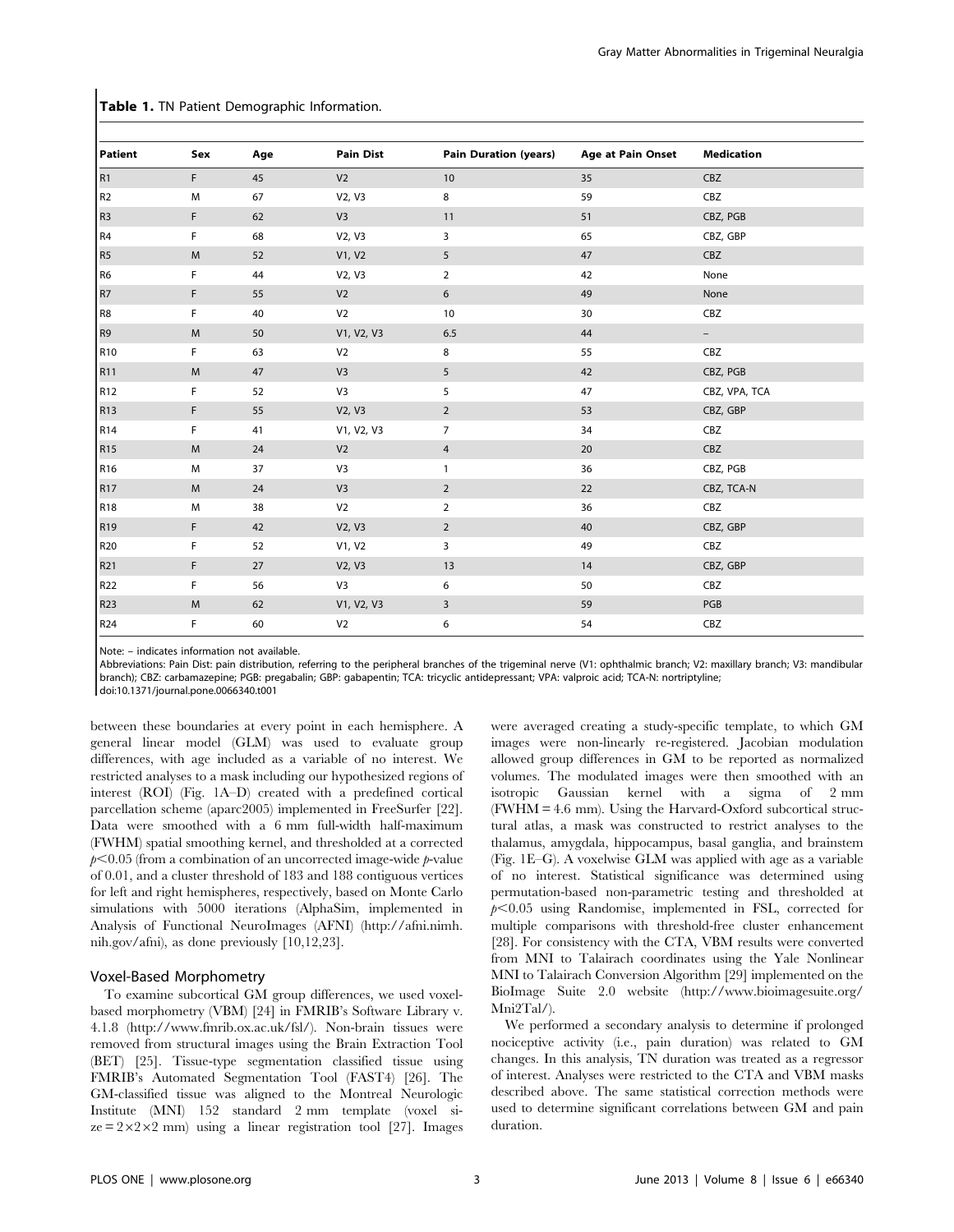**Table 1.** TN Patient Demographic Information.

| Patient | Sex | Age | Pain Dist | Pain Duration (years) | Age at Pain Onset | Medication |
|---|---|---|---|---|---|---|
| R1 | F | 45 | V2 | 10 | 35 | CBZ |
| R2 | M | 67 | V2, V3 | 8 | 59 | CBZ |
| R3 | F | 62 | V3 | 11 | 51 | CBZ, PGB |
| R4 | F | 68 | V2, V3 | 3 | 65 | CBZ, GBP |
| R5 | M | 52 | V1, V2 | 5 | 47 | CBZ |
| R6 | F | 44 | V2, V3 | 2 | 42 | None |
| R7 | F | 55 | V2 | 6 | 49 | None |
| R8 | F | 40 | V2 | 10 | 30 | CBZ |
| R9 | M | 50 | V1, V2, V3 | 6.5 | 44 | – |
| R10 | F | 63 | V2 | 8 | 55 | CBZ |
| R11 | M | 47 | V3 | 5 | 42 | CBZ, PGB |
| R12 | F | 52 | V3 | 5 | 47 | CBZ, VPA, TCA |
| R13 | F | 55 | V2, V3 | 2 | 53 | CBZ, GBP |
| R14 | F | 41 | V1, V2, V3 | 7 | 34 | CBZ |
| R15 | M | 24 | V2 | 4 | 20 | CBZ |
| R16 | M | 37 | V3 | 1 | 36 | CBZ, PGB |
| R17 | M | 24 | V3 | 2 | 22 | CBZ, TCA-N |
| R18 | M | 38 | V2 | 2 | 36 | CBZ |
| R19 | F | 42 | V2, V3 | 2 | 40 | CBZ, GBP |
| R20 | F | 52 | V1, V2 | 3 | 49 | CBZ |
| R21 | F | 27 | V2, V3 | 13 | 14 | CBZ, GBP |
| R22 | F | 56 | V3 | 6 | 50 | CBZ |
| R23 | M | 62 | V1, V2, V3 | 3 | 59 | PGB |
| R24 | F | 60 | V2 | 6 | 54 | CBZ |

Note: – indicates information not available.

Abbreviations: Pain Dist: pain distribution, referring to the peripheral branches of the trigeminal nerve (V1: ophthalmic branch; V2: maxillary branch; V3: mandibular branch); CBZ: carbamazepine; PGB: pregabalin; GBP: gabapentin; TCA: tricyclic antidepressant; VPA: valproic acid; TCA-N: nortriptyline;

doi:10.1371/journal.pone.0066340.t001

between these boundaries at every point in each hemisphere. A general linear model (GLM) was used to evaluate group differences, with age included as a variable of no interest. We restricted analyses to a mask including our hypothesized regions of interest (ROI) (Fig. 1A–D) created with a predefined cortical parcellation scheme (aparc2005) implemented in FreeSurfer [22]. Data were smoothed with a 6 mm full-width half-maximum (FWHM) spatial smoothing kernel, and thresholded at a corrected $p<0.05$ (from a combination of an uncorrected image-wide $p$-value of 0.01, and a cluster threshold of 183 and 188 contiguous vertices for left and right hemispheres, respectively, based on Monte Carlo simulations with 5000 iterations (AlphaSim, implemented in Analysis of Functional NeuroImages (AFNI) (http://afni.nimh.nih.gov/afni), as done previously [10,12,23].

## Voxel-Based Morphometry

To examine subcortical GM group differences, we used voxel-based morphometry (VBM) [24] in FMRIB's Software Library v. 4.1.8 (http://www.fmrib.ox.ac.uk/fsl/). Non-brain tissues were removed from structural images using the Brain Extraction Tool (BET) [25]. Tissue-type segmentation classified tissue using FMRIB's Automated Segmentation Tool (FAST4) [26]. The GM-classified tissue was aligned to the Montreal Neurologic Institute (MNI) 152 standard 2 mm template (voxel size = 2×2×2 mm) using a linear registration tool [27]. Images were averaged creating a study-specific template, to which GM images were non-linearly re-registered. Jacobian modulation allowed group differences in GM to be reported as normalized volumes. The modulated images were then smoothed with an isotropic Gaussian kernel with a sigma of 2 mm (FWHM = 4.6 mm). Using the Harvard-Oxford subcortical structural atlas, a mask was constructed to restrict analyses to the thalamus, amygdala, hippocampus, basal ganglia, and brainstem (Fig. 1E–G). A voxelwise GLM was applied with age as a variable of no interest. Statistical significance was determined using permutation-based non-parametric testing and thresholded at $p<0.05$ using Randomise, implemented in FSL, corrected for multiple comparisons with threshold-free cluster enhancement [28]. For consistency with the CTA, VBM results were converted from MNI to Talairach coordinates using the Yale Nonlinear MNI to Talairach Conversion Algorithm [29] implemented on the BioImage Suite 2.0 website (http://www.bioimagesuite.org/Mni2Tal/).

We performed a secondary analysis to determine if prolonged nociceptive activity (i.e., pain duration) was related to GM changes. In this analysis, TN duration was treated as a regressor of interest. Analyses were restricted to the CTA and VBM masks described above. The same statistical correction methods were used to determine significant correlations between GM and pain duration.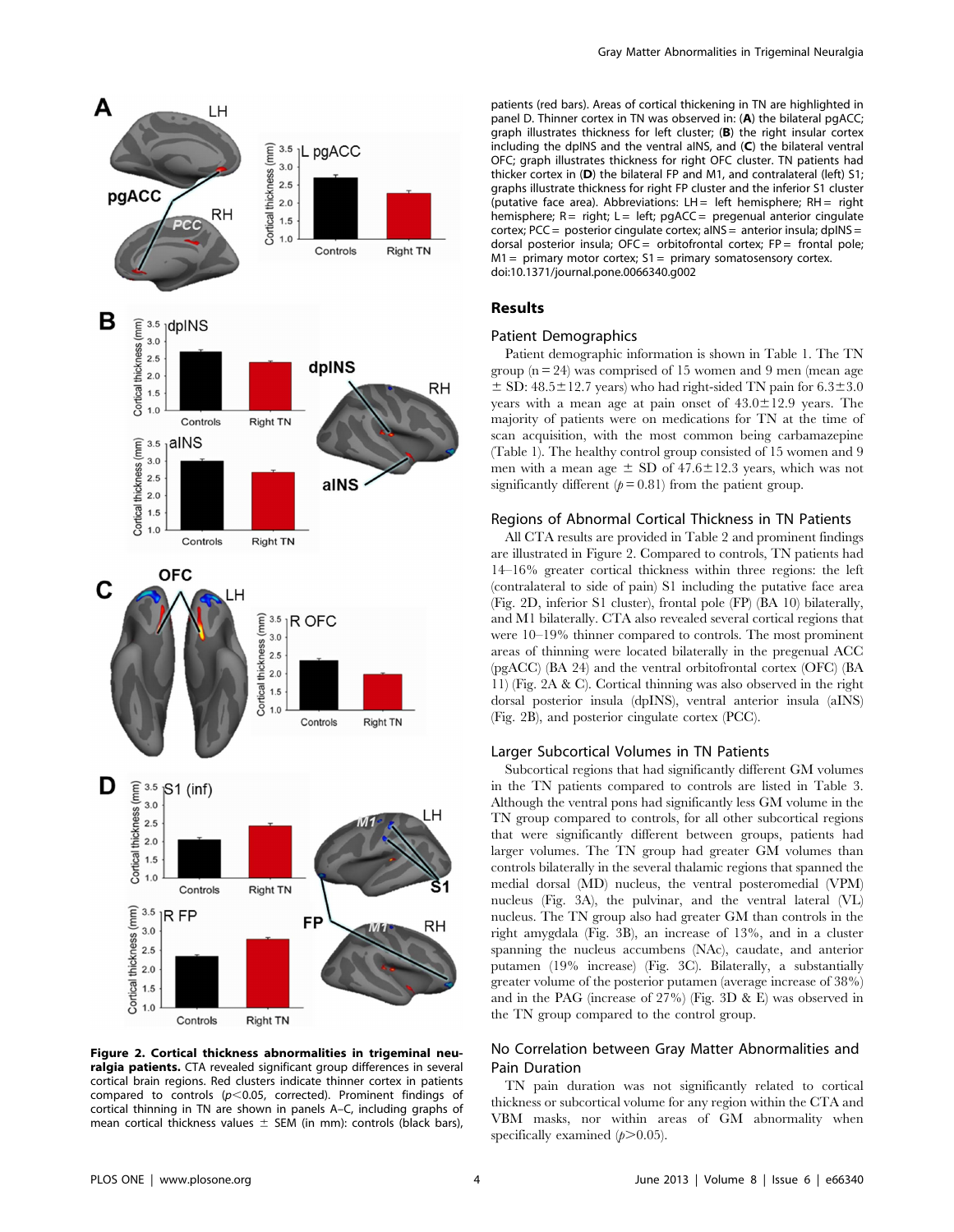**Figure 2. Cortical thickness abnormalities in trigeminal neuralgia patients.** CTA revealed significant group differences in several cortical brain regions. Red clusters indicate thinner cortex in patients compared to controls ($p<0.05$, corrected). Prominent findings of cortical thinning in TN are shown in panels A–C, including graphs of mean cortical thickness values ± SEM (in mm): controls (black bars), patients (red bars). Areas of cortical thickening in TN are highlighted in panel D. Thinner cortex in TN was observed in: (**A**) the bilateral pgACC; graph illustrates thickness for left cluster; (**B**) the right insular cortex including the dpINS and the ventral aINS, and (**C**) the bilateral ventral OFC; graph illustrates thickness for right OFC cluster. TN patients had thicker cortex in (**D**) the bilateral FP and M1, and contralateral (left) S1; graphs illustrate thickness for right FP cluster and the inferior S1 cluster (putative face area). Abbreviations: LH = left hemisphere; RH = right hemisphere; R = right; L = left; pgACC = pregenual anterior cingulate cortex; PCC = posterior cingulate cortex; aINS = anterior insula; dpINS = dorsal posterior insula; OFC = orbitofrontal cortex; FP = frontal pole; M1 = primary motor cortex; S1 = primary somatosensory cortex.
doi:10.1371/journal.pone.0066340.g002

## Results

### Patient Demographics

Patient demographic information is shown in Table 1. The TN group (n = 24) was comprised of 15 women and 9 men (mean age ± SD: 48.5±12.7 years) who had right-sided TN pain for 6.3±3.0 years with a mean age at pain onset of 43.0±12.9 years. The majority of patients were on medications for TN at the time of scan acquisition, with the most common being carbamazepine (Table 1). The healthy control group consisted of 15 women and 9 men with a mean age ± SD of 47.6±12.3 years, which was not significantly different ($p = 0.81$) from the patient group.

### Regions of Abnormal Cortical Thickness in TN Patients

All CTA results are provided in Table 2 and prominent findings are illustrated in Figure 2. Compared to controls, TN patients had 14–16% greater cortical thickness within three regions: the left (contralateral to side of pain) S1 including the putative face area (Fig. 2D, inferior S1 cluster), frontal pole (FP) (BA 10) bilaterally, and M1 bilaterally. CTA also revealed several cortical regions that were 10–19% thinner compared to controls. The most prominent areas of thinning were located bilaterally in the pregenual ACC (pgACC) (BA 24) and the ventral orbitofrontal cortex (OFC) (BA 11) (Fig. 2A & C). Cortical thinning was also observed in the right dorsal posterior insula (dpINS), ventral anterior insula (aINS) (Fig. 2B), and posterior cingulate cortex (PCC).

### Larger Subcortical Volumes in TN Patients

Subcortical regions that had significantly different GM volumes in the TN patients compared to controls are listed in Table 3. Although the ventral pons had significantly less GM volume in the TN group compared to controls, for all other subcortical regions that were significantly different between groups, patients had larger volumes. The TN group had greater GM volumes than controls bilaterally in the several thalamic regions that spanned the medial dorsal (MD) nucleus, the ventral posteromedial (VPM) nucleus (Fig. 3A), the pulvinar, and the ventral lateral (VL) nucleus. The TN group also had greater GM than controls in the right amygdala (Fig. 3B), an increase of 13%, and in a cluster spanning the nucleus accumbens (NAc), caudate, and anterior putamen (19% increase) (Fig. 3C). Bilaterally, a substantially greater volume of the posterior putamen (average increase of 38%) and in the PAG (increase of 27%) (Fig. 3D & E) was observed in the TN group compared to the control group.

### No Correlation between Gray Matter Abnormalities and Pain Duration

TN pain duration was not significantly related to cortical thickness or subcortical volume for any region within the CTA and VBM masks, nor within areas of GM abnormality when specifically examined ($p>0.05$).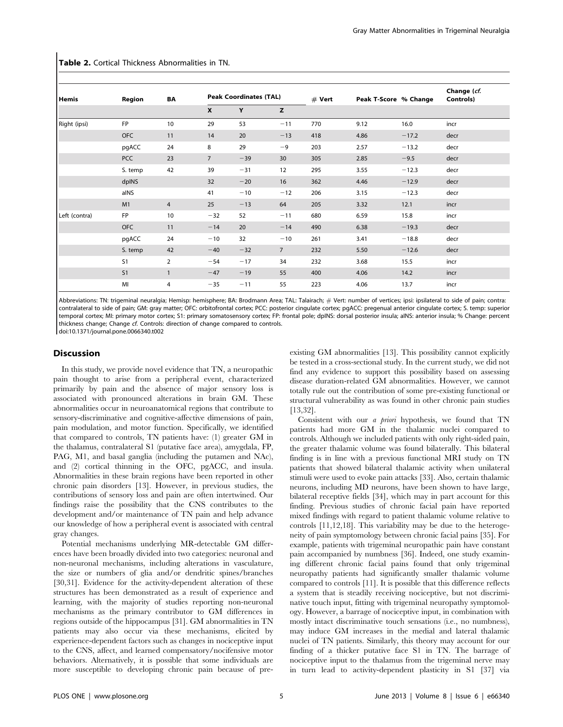**Table 2.** Cortical Thickness Abnormalities in TN.

| Hemis | Region | BA | Peak Coordinates (TAL) | | | # Vert | Peak T-Score | % Change | Change (*cf.* Controls) |
|---|---|---|---|---|---|---|---|---|---|
| | | | X | Y | Z | | | | |
| Right (ipsi) | FP | 10 | 29 | 53 | −11 | 770 | 9.12 | 16.0 | incr |
| | OFC | 11 | 14 | 20 | −13 | 418 | 4.86 | −17.2 | decr |
| | pgACC | 24 | 8 | 29 | −9 | 203 | 2.57 | −13.2 | decr |
| | PCC | 23 | 7 | −39 | 30 | 305 | 2.85 | −9.5 | decr |
| | S. temp | 42 | 39 | −31 | 12 | 295 | 3.55 | −12.3 | decr |
| | dpINS | | 32 | −20 | 16 | 362 | 4.46 | −12.9 | decr |
| | aINS | | 41 | −10 | −12 | 206 | 3.15 | −12.3 | decr |
| | M1 | 4 | 25 | −13 | 64 | 205 | 3.32 | 12.1 | incr |
| Left (contra) | FP | 10 | −32 | 52 | −11 | 680 | 6.59 | 15.8 | incr |
| | OFC | 11 | −14 | 20 | −14 | 490 | 6.38 | −19.3 | decr |
| | pgACC | 24 | −10 | 32 | −10 | 261 | 3.41 | −18.8 | decr |
| | S. temp | 42 | −40 | −32 | 7 | 232 | 5.50 | −12.6 | decr |
| | S1 | 2 | −54 | −17 | 34 | 232 | 3.68 | 15.5 | incr |
| | S1 | 1 | −47 | −19 | 55 | 400 | 4.06 | 14.2 | incr |
| | MI | 4 | −35 | −11 | 55 | 223 | 4.06 | 13.7 | incr |

Abbreviations: TN: trigeminal neuralgia; Hemisp: hemisphere; BA: Brodmann Area; TAL: Talairach; # Vert: number of vertices; ipsi: ipsilateral to side of pain; contra: contralateral to side of pain; GM: gray matter; OFC: orbitofrontal cortex; PCC: posterior cingulate cortex; pgACC: pregenual anterior cingulate cortex; S. temp: superior temporal cortex; MI: primary motor cortex; S1: primary somatosensory cortex; FP: frontal pole; dpINS: dorsal posterior insula; aINS: anterior insula; % Change: percent thickness change; Change *cf.* Controls: direction of change compared to controls.
doi:10.1371/journal.pone.0066340.t002

## Discussion

In this study, we provide novel evidence that TN, a neuropathic pain thought to arise from a peripheral event, characterized primarily by pain and the absence of major sensory loss is associated with pronounced alterations in brain GM. These abnormalities occur in neuroanatomical regions that contribute to sensory-discriminative and cognitive-affective dimensions of pain, pain modulation, and motor function. Specifically, we identified that compared to controls, TN patients have: (1) greater GM in the thalamus, contralateral S1 (putative face area), amygdala, FP, PAG, M1, and basal ganglia (including the putamen and NAc), and (2) cortical thinning in the OFC, pgACC, and insula. Abnormalities in these brain regions have been reported in other chronic pain disorders [13]. However, in previous studies, the contributions of sensory loss and pain are often intertwined. Our findings raise the possibility that the CNS contributes to the development and/or maintenance of TN pain and help advance our knowledge of how a peripheral event is associated with central gray changes.

Potential mechanisms underlying MR-detectable GM differences have been broadly divided into two categories: neuronal and non-neuronal mechanisms, including alterations in vasculature, the size or numbers of glia and/or dendritic spines/branches [30,31]. Evidence for the activity-dependent alteration of these structures has been demonstrated as a result of experience and learning, with the majority of studies reporting non-neuronal mechanisms as the primary contributor to GM differences in regions outside of the hippocampus [31]. GM abnormalities in TN patients may also occur via these mechanisms, elicited by experience-dependent factors such as changes in nociceptive input to the CNS, affect, and learned compensatory/nocifensive motor behaviors. Alternatively, it is possible that some individuals are more susceptible to developing chronic pain because of pre-existing GM abnormalities [13]. This possibility cannot explicitly be tested in a cross-sectional study. In the current study, we did not find any evidence to support this possibility based on assessing disease duration-related GM abnormalities. However, we cannot totally rule out the contribution of some pre-existing functional or structural vulnerability as was found in other chronic pain studies [13,32].

Consistent with our *a priori* hypothesis, we found that TN patients had more GM in the thalamic nuclei compared to controls. Although we included patients with only right-sided pain, the greater thalamic volume was found bilaterally. This bilateral finding is in line with a previous functional MRI study on TN patients that showed bilateral thalamic activity when unilateral stimuli were used to evoke pain attacks [33]. Also, certain thalamic neurons, including MD neurons, have been shown to have large, bilateral receptive fields [34], which may in part account for this finding. Previous studies of chronic facial pain have reported mixed findings with regard to patient thalamic volume relative to controls [11,12,18]. This variability may be due to the heterogeneity of pain symptomology between chronic facial pains [35]. For example, patients with trigeminal neuropathic pain have constant pain accompanied by numbness [36]. Indeed, one study examining different chronic facial pains found that only trigeminal neuropathy patients had significantly smaller thalamic volume compared to controls [11]. It is possible that this difference reflects a system that is steadily receiving nociceptive, but not discriminative touch input, fitting with trigeminal neuropathy symptomology. However, a barrage of nociceptive input, in combination with mostly intact discriminative touch sensations (i.e., no numbness), may induce GM increases in the medial and lateral thalamic nuclei of TN patients. Similarly, this theory may account for our finding of a thicker putative face S1 in TN. The barrage of nociceptive input to the thalamus from the trigeminal nerve may in turn lead to activity-dependent plasticity in S1 [37] via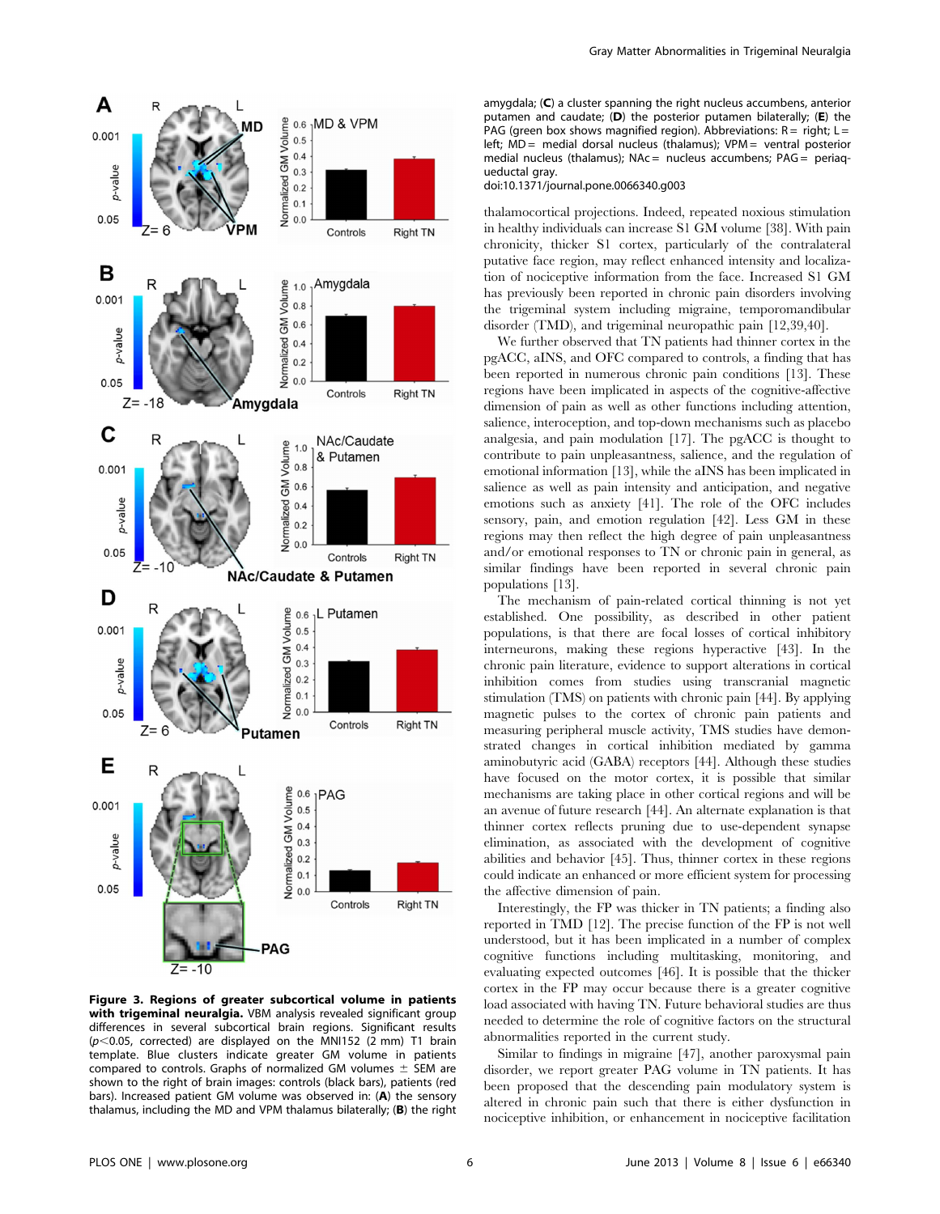**Figure 3. Regions of greater subcortical volume in patients with trigeminal neuralgia.** VBM analysis revealed significant group differences in several subcortical brain regions. Significant results ($p<0.05$, corrected) are displayed on the MNI152 (2 mm) T1 brain template. Blue clusters indicate greater GM volume in patients compared to controls. Graphs of normalized GM volumes ± SEM are shown to the right of brain images: controls (black bars), patients (red bars). Increased patient GM volume was observed in: (**A**) the sensory thalamus, including the MD and VPM thalamus bilaterally; (**B**) the right amygdala; (**C**) a cluster spanning the right nucleus accumbens, anterior putamen and caudate; (**D**) the posterior putamen bilaterally; (**E**) the PAG (green box shows magnified region). Abbreviations: R = right; L = left; MD = medial dorsal nucleus (thalamus); VPM = ventral posterior medial nucleus (thalamus); NAc = nucleus accumbens; PAG = periaqueductal gray.
doi:10.1371/journal.pone.0066340.g003

thalamocortical projections. Indeed, repeated noxious stimulation in healthy individuals can increase S1 GM volume [38]. With pain chronicity, thicker S1 cortex, particularly of the contralateral putative face region, may reflect enhanced intensity and localization of nociceptive information from the face. Increased S1 GM has previously been reported in chronic pain disorders involving the trigeminal system including migraine, temporomandibular disorder (TMD), and trigeminal neuropathic pain [12,39,40].

We further observed that TN patients had thinner cortex in the pgACC, aINS, and OFC compared to controls, a finding that has been reported in numerous chronic pain conditions [13]. These regions have been implicated in aspects of the cognitive-affective dimension of pain as well as other functions including attention, salience, interoception, and top-down mechanisms such as placebo analgesia, and pain modulation [17]. The pgACC is thought to contribute to pain unpleasantness, salience, and the regulation of emotional information [13], while the aINS has been implicated in salience as well as pain intensity and anticipation, and negative emotions such as anxiety [41]. The role of the OFC includes sensory, pain, and emotion regulation [42]. Less GM in these regions may then reflect the high degree of pain unpleasantness and/or emotional responses to TN or chronic pain in general, as similar findings have been reported in several chronic pain populations [13].

The mechanism of pain-related cortical thinning is not yet established. One possibility, as described in other patient populations, is that there are focal losses of cortical inhibitory interneurons, making these regions hyperactive [43]. In the chronic pain literature, evidence to support alterations in cortical inhibition comes from studies using transcranial magnetic stimulation (TMS) on patients with chronic pain [44]. By applying magnetic pulses to the cortex of chronic pain patients and measuring peripheral muscle activity, TMS studies have demonstrated changes in cortical inhibition mediated by gamma aminobutyric acid (GABA) receptors [44]. Although these studies have focused on the motor cortex, it is possible that similar mechanisms are taking place in other cortical regions and will be an avenue of future research [44]. An alternate explanation is that thinner cortex reflects pruning due to use-dependent synapse elimination, as associated with the development of cognitive abilities and behavior [45]. Thus, thinner cortex in these regions could indicate an enhanced or more efficient system for processing the affective dimension of pain.

Interestingly, the FP was thicker in TN patients; a finding also reported in TMD [12]. The precise function of the FP is not well understood, but it has been implicated in a number of complex cognitive functions including multitasking, monitoring, and evaluating expected outcomes [46]. It is possible that the thicker cortex in the FP may occur because there is a greater cognitive load associated with having TN. Future behavioral studies are thus needed to determine the role of cognitive factors on the structural abnormalities reported in the current study.

Similar to findings in migraine [47], another paroxysmal pain disorder, we report greater PAG volume in TN patients. It has been proposed that the descending pain modulatory system is altered in chronic pain such that there is either dysfunction in nociceptive inhibition, or enhancement in nociceptive facilitation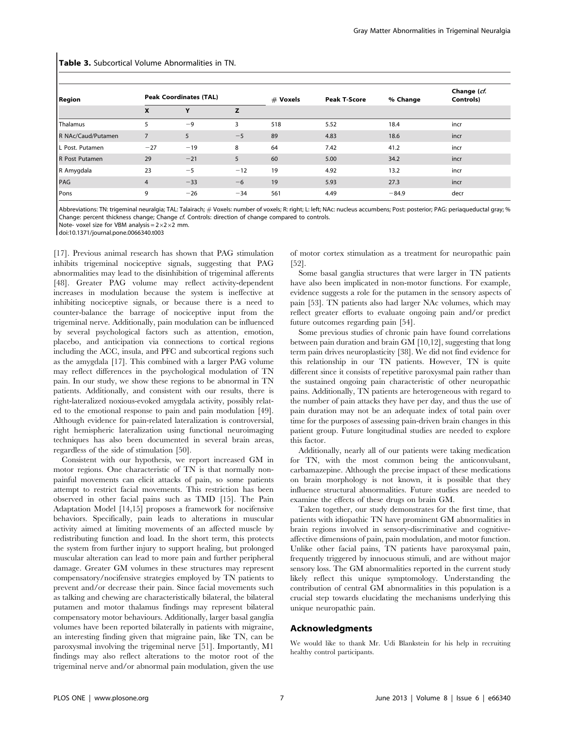**Table 3.** Subcortical Volume Abnormalities in TN.

| Region | Peak Coordinates (TAL) | | | # Voxels | Peak T-Score | % Change | Change (*cf.* Controls) |
|---|---|---|---|---|---|---|---|
| | X | Y | Z | | | | |
| Thalamus | 5 | −9 | 3 | 518 | 5.52 | 18.4 | incr |
| R NAc/Caud/Putamen | 7 | 5 | −5 | 89 | 4.83 | 18.6 | incr |
| L Post. Putamen | −27 | −19 | 8 | 64 | 7.42 | 41.2 | incr |
| R Post Putamen | 29 | −21 | 5 | 60 | 5.00 | 34.2 | incr |
| R Amygdala | 23 | −5 | −12 | 19 | 4.92 | 13.2 | incr |
| PAG | 4 | −33 | −6 | 19 | 5.93 | 27.3 | incr |
| Pons | 9 | −26 | −34 | 561 | 4.49 | −84.9 | decr |

Abbreviations: TN: trigeminal neuralgia; TAL: Talairach; # Voxels: number of voxels; R: right; L: left; NAc: nucleus accumbens; Post: posterior; PAG: periaqueductal gray; % Change: percent thickness change; Change *cf.* Controls: direction of change compared to controls.
Note- voxel size for VBM analysis = 2×2×2 mm.
doi:10.1371/journal.pone.0066340.t003

[17]. Previous animal research has shown that PAG stimulation inhibits trigeminal nociceptive signals, suggesting that PAG abnormalities may lead to the disinhibition of trigeminal afferents [48]. Greater PAG volume may reflect activity-dependent increases in modulation because the system is ineffective at inhibiting nociceptive signals, or because there is a need to counter-balance the barrage of nociceptive input from the trigeminal nerve. Additionally, pain modulation can be influenced by several psychological factors such as attention, emotion, placebo, and anticipation via connections to cortical regions including the ACC, insula, and PFC and subcortical regions such as the amygdala [17]. This combined with a larger PAG volume may reflect differences in the psychological modulation of TN pain. In our study, we show these regions to be abnormal in TN patients. Additionally, and consistent with our results, there is right-lateralized noxious-evoked amygdala activity, possibly related to the emotional response to pain and pain modulation [49]. Although evidence for pain-related lateralization is controversial, right hemispheric lateralization using functional neuroimaging techniques has also been documented in several brain areas, regardless of the side of stimulation [50].

Consistent with our hypothesis, we report increased GM in motor regions. One characteristic of TN is that normally non-painful movements can elicit attacks of pain, so some patients attempt to restrict facial movements. This restriction has been observed in other facial pains such as TMD [15]. The Pain Adaptation Model [14,15] proposes a framework for nocifensive behaviors. Specifically, pain leads to alterations in muscular activity aimed at limiting movements of an affected muscle by redistributing function and load. In the short term, this protects the system from further injury to support healing, but prolonged muscular alteration can lead to more pain and further peripheral damage. Greater GM volumes in these structures may represent compensatory/nocifensive strategies employed by TN patients to prevent and/or decrease their pain. Since facial movements such as talking and chewing are characteristically bilateral, the bilateral putamen and motor thalamus findings may represent bilateral compensatory motor behaviours. Additionally, larger basal ganglia volumes have been reported bilaterally in patients with migraine, an interesting finding given that migraine pain, like TN, can be paroxysmal involving the trigeminal nerve [51]. Importantly, M1 findings may also reflect alterations to the motor root of the trigeminal nerve and/or abnormal pain modulation, given the use of motor cortex stimulation as a treatment for neuropathic pain [52].

Some basal ganglia structures that were larger in TN patients have also been implicated in non-motor functions. For example, evidence suggests a role for the putamen in the sensory aspects of pain [53]. TN patients also had larger NAc volumes, which may reflect greater efforts to evaluate ongoing pain and/or predict future outcomes regarding pain [54].

Some previous studies of chronic pain have found correlations between pain duration and brain GM [10,12], suggesting that long term pain drives neuroplasticity [38]. We did not find evidence for this relationship in our TN patients. However, TN is quite different since it consists of repetitive paroxysmal pain rather than the sustained ongoing pain characteristic of other neuropathic pains. Additionally, TN patients are heterogeneous with regard to the number of pain attacks they have per day, and thus the use of pain duration may not be an adequate index of total pain over time for the purposes of assessing pain-driven brain changes in this patient group. Future longitudinal studies are needed to explore this factor.

Additionally, nearly all of our patients were taking medication for TN, with the most common being the anticonvulsant, carbamazepine. Although the precise impact of these medications on brain morphology is not known, it is possible that they influence structural abnormalities. Future studies are needed to examine the effects of these drugs on brain GM.

Taken together, our study demonstrates for the first time, that patients with idiopathic TN have prominent GM abnormalities in brain regions involved in sensory-discriminative and cognitive-affective dimensions of pain, pain modulation, and motor function. Unlike other facial pains, TN patients have paroxysmal pain, frequently triggered by innocuous stimuli, and are without major sensory loss. The GM abnormalities reported in the current study likely reflect this unique symptomology. Understanding the contribution of central GM abnormalities in this population is a crucial step towards elucidating the mechanisms underlying this unique neuropathic pain.

## Acknowledgments

We would like to thank Mr. Udi Blankstein for his help in recruiting healthy control participants.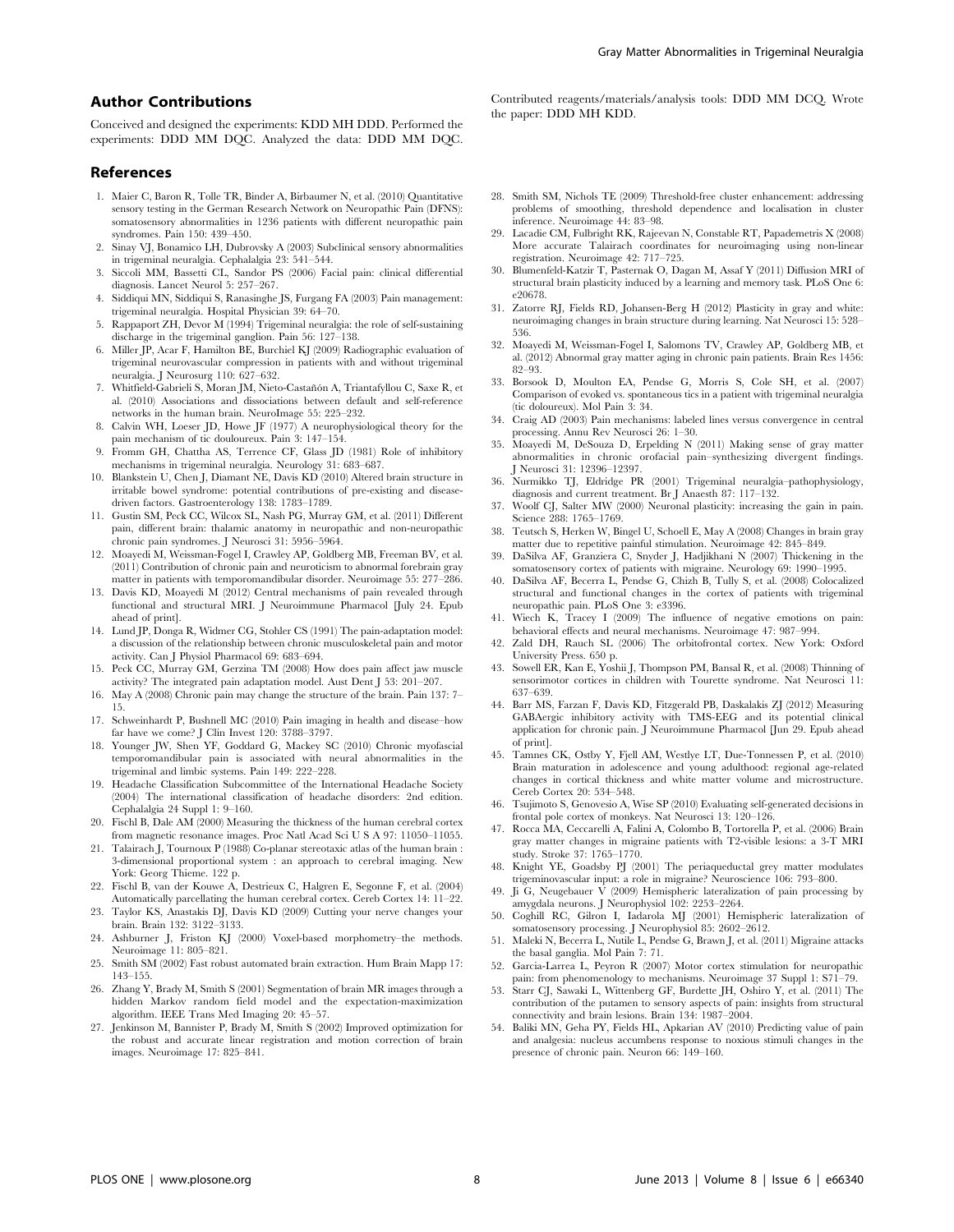## Author Contributions

Conceived and designed the experiments: KDD MH DDD. Performed the experiments: DDD MM DQC. Analyzed the data: DDD MM DQC. Contributed reagents/materials/analysis tools: DDD MM DCQ. Wrote the paper: DDD MH KDD.

## References

1. Maier C, Baron R, Tolle TR, Binder A, Birbaumer N, et al. (2010) Quantitative sensory testing in the German Research Network on Neuropathic Pain (DFNS): somatosensory abnormalities in 1236 patients with different neuropathic pain syndromes. Pain 150: 439–450.
2. Sinay VJ, Bonamico LH, Dubrovsky A (2003) Subclinical sensory abnormalities in trigeminal neuralgia. Cephalalgia 23: 541–544.
3. Siccoli MM, Bassetti CL, Sandor PS (2006) Facial pain: clinical differential diagnosis. Lancet Neurol 5: 257–267.
4. Siddiqui MN, Siddiqui S, Ranasinghe JS, Furgang FA (2003) Pain management: trigeminal neuralgia. Hospital Physician 39: 64–70.
5. Rappaport ZH, Devor M (1994) Trigeminal neuralgia: the role of self-sustaining discharge in the trigeminal ganglion. Pain 56: 127–138.
6. Miller JP, Acar F, Hamilton BE, Burchiel KJ (2009) Radiographic evaluation of trigeminal neurovascular compression in patients with and without trigeminal neuralgia. J Neurosurg 110: 627–632.
7. Whitfield-Gabrieli S, Moran JM, Nieto-Castañón A, Triantafyllou C, Saxe R, et al. (2010) Associations and dissociations between default and self-reference networks in the human brain. NeuroImage 55: 225–232.
8. Calvin WH, Loeser JD, Howe JF (1977) A neurophysiological theory for the pain mechanism of tic douloureux. Pain 3: 147–154.
9. Fromm GH, Chattha AS, Terrence CF, Glass JD (1981) Role of inhibitory mechanisms in trigeminal neuralgia. Neurology 31: 683–687.
10. Blankstein U, Chen J, Diamant NE, Davis KD (2010) Altered brain structure in irritable bowel syndrome: potential contributions of pre-existing and disease-driven factors. Gastroenterology 138: 1783–1789.
11. Gustin SM, Peck CC, Wilcox SL, Nash PG, Murray GM, et al. (2011) Different pain, different brain: thalamic anatomy in neuropathic and non-neuropathic chronic pain syndromes. J Neurosci 31: 5956–5964.
12. Moayedi M, Weissman-Fogel I, Crawley AP, Goldberg MB, Freeman BV, et al. (2011) Contribution of chronic pain and neuroticism to abnormal forebrain gray matter in patients with temporomandibular disorder. Neuroimage 55: 277–286.
13. Davis KD, Moayedi M (2012) Central mechanisms of pain revealed through functional and structural MRI. J Neuroimmune Pharmacol [July 24. Epub ahead of print].
14. Lund JP, Donga R, Widmer CG, Stohler CS (1991) The pain-adaptation model: a discussion of the relationship between chronic musculoskeletal pain and motor activity. Can J Physiol Pharmacol 69: 683–694.
15. Peck CC, Murray GM, Gerzina TM (2008) How does pain affect jaw muscle activity? The integrated pain adaptation model. Aust Dent J 53: 201–207.
16. May A (2008) Chronic pain may change the structure of the brain. Pain 137: 7–15.
17. Schweinhardt P, Bushnell MC (2010) Pain imaging in health and disease–how far have we come? J Clin Invest 120: 3788–3797.
18. Younger JW, Shen YF, Goddard G, Mackey SC (2010) Chronic myofascial temporomandibular pain is associated with neural abnormalities in the trigeminal and limbic systems. Pain 149: 222–228.
19. Headache Classification Subcommittee of the International Headache Society (2004) The international classification of headache disorders: 2nd edition. Cephalalgia 24 Suppl 1: 9–160.
20. Fischl B, Dale AM (2000) Measuring the thickness of the human cerebral cortex from magnetic resonance images. Proc Natl Acad Sci U S A 97: 11050–11055.
21. Talairach J, Tournoux P (1988) Co-planar stereotaxic atlas of the human brain : 3-dimensional proportional system : an approach to cerebral imaging. New York: Georg Thieme. 122 p.
22. Fischl B, van der Kouwe A, Destrieux C, Halgren E, Segonne F, et al. (2004) Automatically parcellating the human cerebral cortex. Cereb Cortex 14: 11–22.
23. Taylor KS, Anastakis DJ, Davis KD (2009) Cutting your nerve changes your brain. Brain 132: 3122–3133.
24. Ashburner J, Friston KJ (2000) Voxel-based morphometry–the methods. Neuroimage 11: 805–821.
25. Smith SM (2002) Fast robust automated brain extraction. Hum Brain Mapp 17: 143–155.
26. Zhang Y, Brady M, Smith S (2001) Segmentation of brain MR images through a hidden Markov random field model and the expectation-maximization algorithm. IEEE Trans Med Imaging 20: 45–57.
27. Jenkinson M, Bannister P, Brady M, Smith S (2002) Improved optimization for the robust and accurate linear registration and motion correction of brain images. Neuroimage 17: 825–841.
28. Smith SM, Nichols TE (2009) Threshold-free cluster enhancement: addressing problems of smoothing, threshold dependence and localisation in cluster inference. Neuroimage 44: 83–98.
29. Lacadie CM, Fulbright RK, Rajeevan N, Constable RT, Papademetris X (2008) More accurate Talairach coordinates for neuroimaging using non-linear registration. Neuroimage 42: 717–725.
30. Blumenfeld-Katzir T, Pasternak O, Dagan M, Assaf Y (2011) Diffusion MRI of structural brain plasticity induced by a learning and memory task. PLoS One 6: e20678.
31. Zatorre RJ, Fields RD, Johansen-Berg H (2012) Plasticity in gray and white: neuroimaging changes in brain structure during learning. Nat Neurosci 15: 528–536.
32. Moayedi M, Weissman-Fogel I, Salomons TV, Crawley AP, Goldberg MB, et al. (2012) Abnormal gray matter aging in chronic pain patients. Brain Res 1456: 82–93.
33. Borsook D, Moulton EA, Pendse G, Morris S, Cole SH, et al. (2007) Comparison of evoked vs. spontaneous tics in a patient with trigeminal neuralgia (tic doloureux). Mol Pain 3: 34.
34. Craig AD (2003) Pain mechanisms: labeled lines versus convergence in central processing. Annu Rev Neurosci 26: 1–30.
35. Moayedi M, DeSouza D, Erpelding N (2011) Making sense of gray matter abnormalities in chronic orofacial pain–synthesizing divergent findings. J Neurosci 31: 12396–12397.
36. Nurmikko TJ, Eldridge PR (2001) Trigeminal neuralgia–pathophysiology, diagnosis and current treatment. Br J Anaesth 87: 117–132.
37. Woolf CJ, Salter MW (2000) Neuronal plasticity: increasing the gain in pain. Science 288: 1765–1769.
38. Teutsch S, Herken W, Bingel U, Schoell E, May A (2008) Changes in brain gray matter due to repetitive painful stimulation. Neuroimage 42: 845–849.
39. DaSilva AF, Granziera C, Snyder J, Hadjikhani N (2007) Thickening in the somatosensory cortex of patients with migraine. Neurology 69: 1990–1995.
40. DaSilva AF, Becerra L, Pendse G, Chizh B, Tully S, et al. (2008) Colocalized structural and functional changes in the cortex of patients with trigeminal neuropathic pain. PLoS One 3: e3396.
41. Wiech K, Tracey I (2009) The influence of negative emotions on pain: behavioral effects and neural mechanisms. Neuroimage 47: 987–994.
42. Zald DH, Rauch SL (2006) The orbitofrontal cortex. New York: Oxford University Press. 650 p.
43. Sowell ER, Kan E, Yoshii J, Thompson PM, Bansal R, et al. (2008) Thinning of sensorimotor cortices in children with Tourette syndrome. Nat Neurosci 11: 637–639.
44. Barr MS, Farzan F, Davis KD, Fitzgerald PB, Daskalakis ZJ (2012) Measuring GABAergic inhibitory activity with TMS-EEG and its potential clinical application for chronic pain. J Neuroimmune Pharmacol [Jun 29. Epub ahead of print].
45. Tamnes CK, Ostby Y, Fjell AM, Westlye LT, Due-Tonnessen P, et al. (2010) Brain maturation in adolescence and young adulthood: regional age-related changes in cortical thickness and white matter volume and microstructure. Cereb Cortex 20: 534–548.
46. Tsujimoto S, Genovesio A, Wise SP (2010) Evaluating self-generated decisions in frontal pole cortex of monkeys. Nat Neurosci 13: 120–126.
47. Rocca MA, Ceccarelli A, Falini A, Colombo B, Tortorella P, et al. (2006) Brain gray matter changes in migraine patients with T2-visible lesions: a 3-T MRI study. Stroke 37: 1765–1770.
48. Knight YE, Goadsby PJ (2001) The periaqueductal grey matter modulates trigeminovascular input: a role in migraine? Neuroscience 106: 793–800.
49. Ji G, Neugebauer V (2009) Hemispheric lateralization of pain processing by amygdala neurons. J Neurophysiol 102: 2253–2264.
50. Coghill RC, Gilron I, Iadarola MJ (2001) Hemispheric lateralization of somatosensory processing. J Neurophysiol 85: 2602–2612.
51. Maleki N, Becerra L, Nutile L, Pendse G, Brawn J, et al. (2011) Migraine attacks the basal ganglia. Mol Pain 7: 71.
52. Garcia-Larrea L, Peyron R (2007) Motor cortex stimulation for neuropathic pain: from phenomenology to mechanisms. Neuroimage 37 Suppl 1: S71–79.
53. Starr CJ, Sawaki L, Wittenberg GF, Burdette JH, Oshiro Y, et al. (2011) The contribution of the putamen to sensory aspects of pain: insights from structural connectivity and brain lesions. Brain 134: 1987–2004.
54. Baliki MN, Geha PY, Fields HL, Apkarian AV (2010) Predicting value of pain and analgesia: nucleus accumbens response to noxious stimuli changes in the presence of chronic pain. Neuron 66: 149–160.